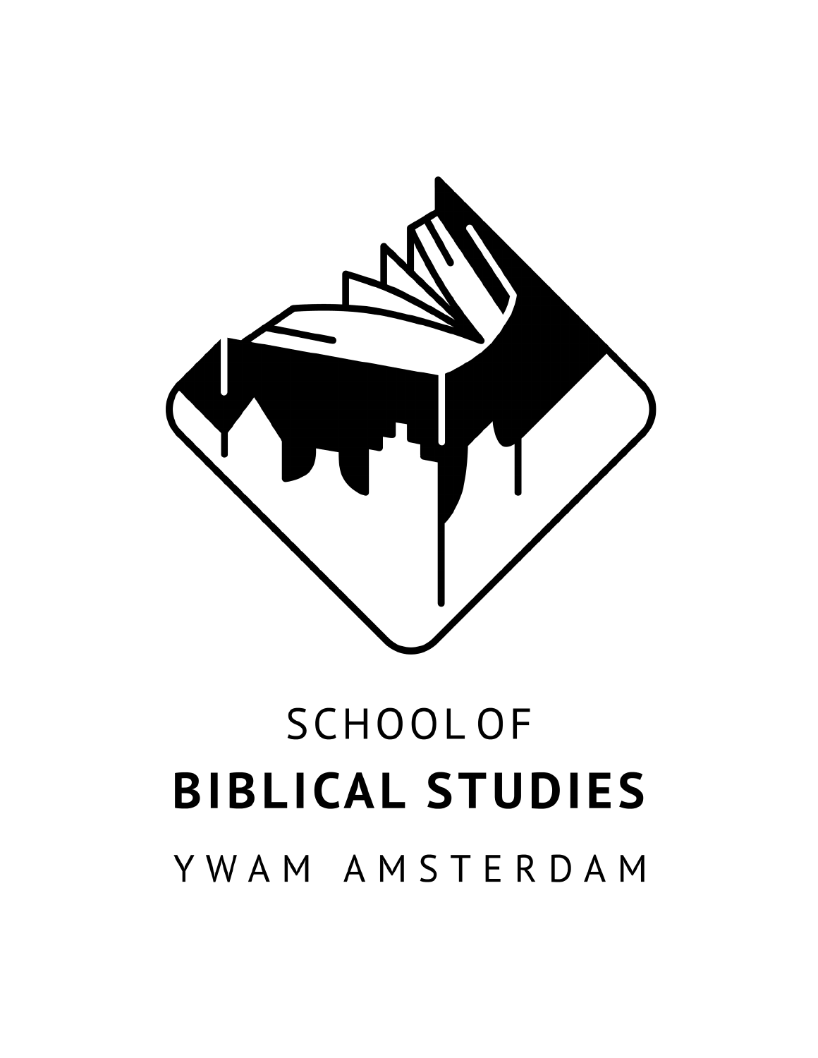SCHOOL OF

# BIBLICAL STUDIES

YWAM AMSTERDAM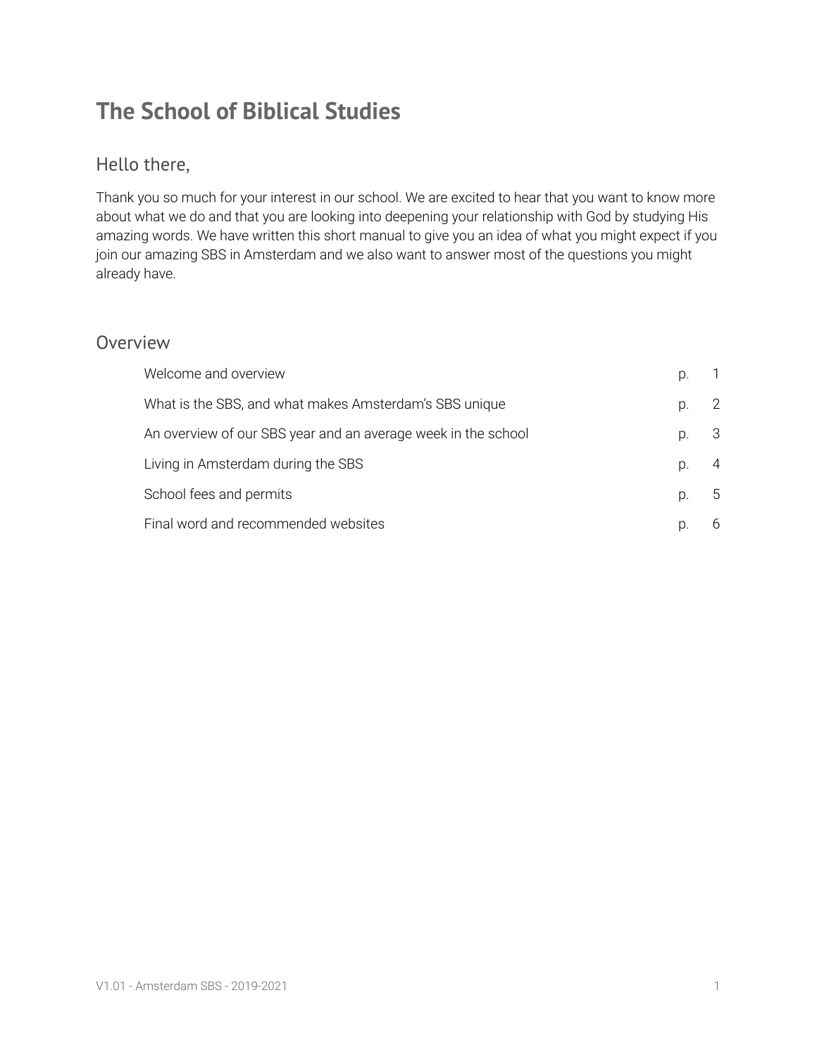# The School of Biblical Studies

## Hello there,

Thank you so much for your interest in our school. We are excited to hear that you want to know more about what we do and that you are looking into deepening your relationship with God by studying His amazing words. We have written this short manual to give you an idea of what you might expect if you join our amazing SBS in Amsterdam and we also want to answer most of the questions you might already have.

## Overview

| | | |
|---|---|---|
| Welcome and overview | p. | 1 |
| What is the SBS, and what makes Amsterdam's SBS unique | p. | 2 |
| An overview of our SBS year and an average week in the school | p. | 3 |
| Living in Amsterdam during the SBS | p. | 4 |
| School fees and permits | p. | 5 |
| Final word and recommended websites | p. | 6 |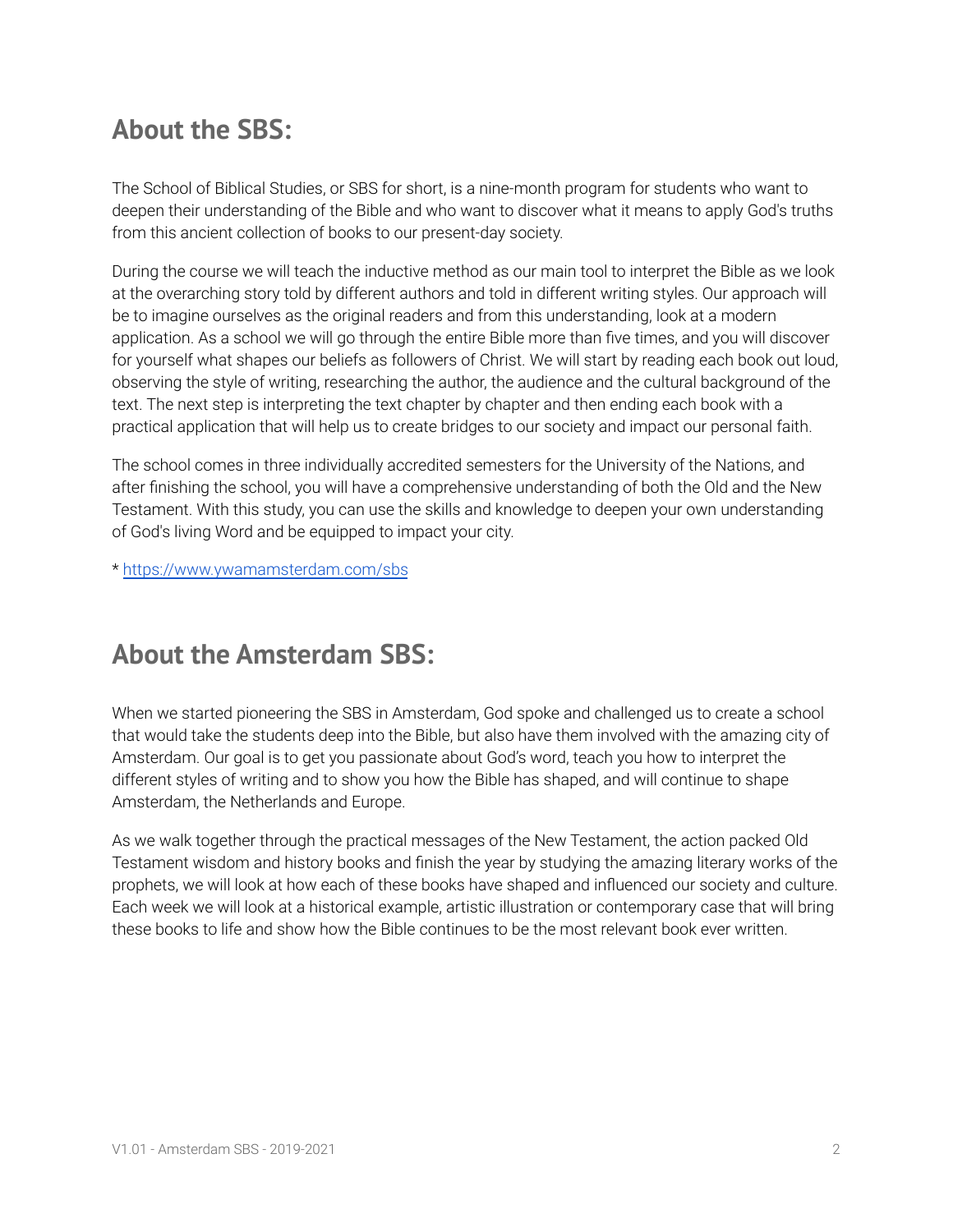## About the SBS:

The School of Biblical Studies, or SBS for short, is a nine-month program for students who want to deepen their understanding of the Bible and who want to discover what it means to apply God's truths from this ancient collection of books to our present-day society.

During the course we will teach the inductive method as our main tool to interpret the Bible as we look at the overarching story told by different authors and told in different writing styles. Our approach will be to imagine ourselves as the original readers and from this understanding, look at a modern application. As a school we will go through the entire Bible more than five times, and you will discover for yourself what shapes our beliefs as followers of Christ. We will start by reading each book out loud, observing the style of writing, researching the author, the audience and the cultural background of the text. The next step is interpreting the text chapter by chapter and then ending each book with a practical application that will help us to create bridges to our society and impact our personal faith.

The school comes in three individually accredited semesters for the University of the Nations, and after finishing the school, you will have a comprehensive understanding of both the Old and the New Testament. With this study, you can use the skills and knowledge to deepen your own understanding of God's living Word and be equipped to impact your city.

* https://www.ywamamsterdam.com/sbs

## About the Amsterdam SBS:

When we started pioneering the SBS in Amsterdam, God spoke and challenged us to create a school that would take the students deep into the Bible, but also have them involved with the amazing city of Amsterdam. Our goal is to get you passionate about God's word, teach you how to interpret the different styles of writing and to show you how the Bible has shaped, and will continue to shape Amsterdam, the Netherlands and Europe.

As we walk together through the practical messages of the New Testament, the action packed Old Testament wisdom and history books and finish the year by studying the amazing literary works of the prophets, we will look at how each of these books have shaped and influenced our society and culture. Each week we will look at a historical example, artistic illustration or contemporary case that will bring these books to life and show how the Bible continues to be the most relevant book ever written.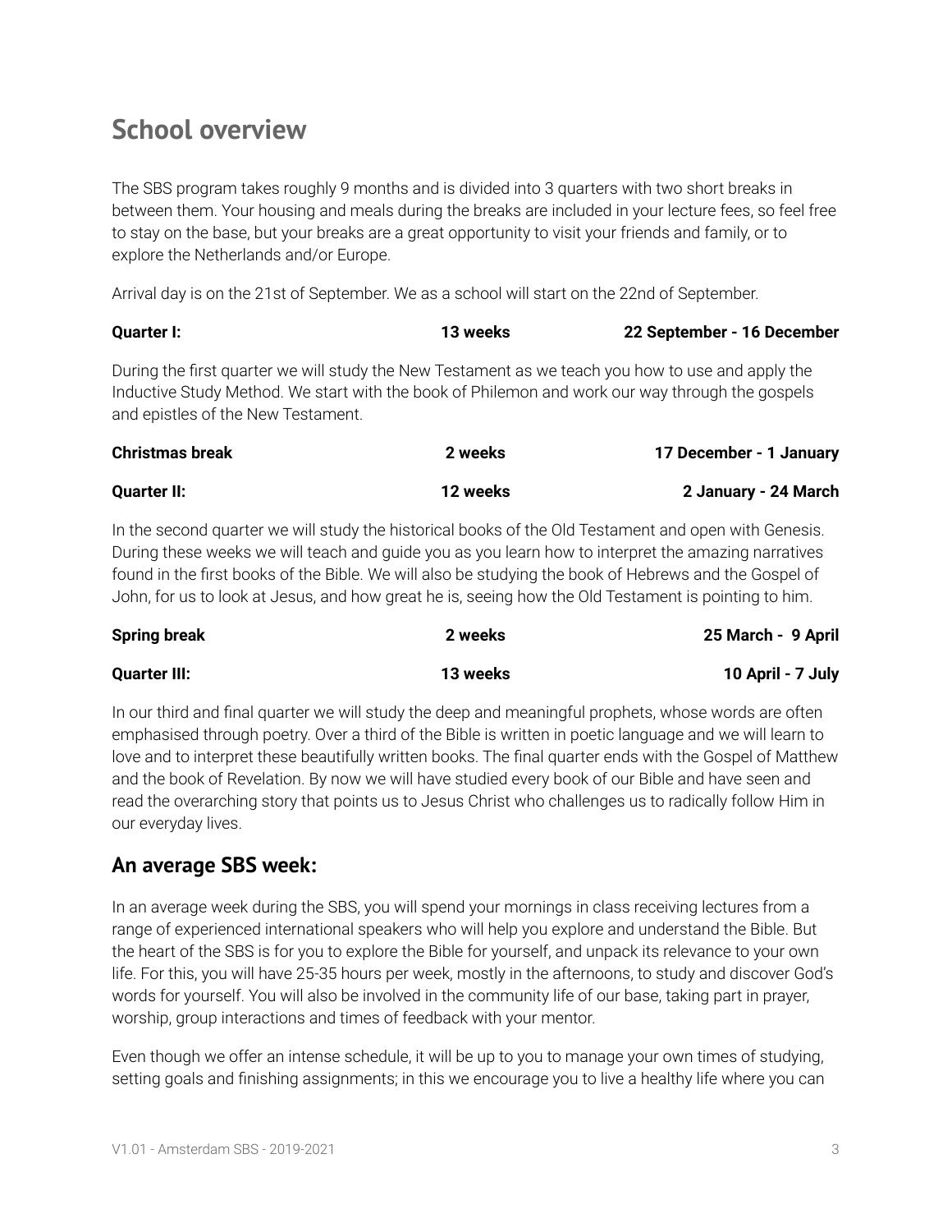# School overview

The SBS program takes roughly 9 months and is divided into 3 quarters with two short breaks in between them. Your housing and meals during the breaks are included in your lecture fees, so feel free to stay on the base, but your breaks are a great opportunity to visit your friends and family, or to explore the Netherlands and/or Europe.

Arrival day is on the 21st of September. We as a school will start on the 22nd of September.

| **Quarter I:** | **13 weeks** | **22 September - 16 December** |
|---|---|---|

During the first quarter we will study the New Testament as we teach you how to use and apply the Inductive Study Method. We start with the book of Philemon and work our way through the gospels and epistles of the New Testament.

| **Christmas break** | **2 weeks** | **17 December - 1 January** |
|---|---|---|
| **Quarter II:** | **12 weeks** | **2 January - 24 March** |

In the second quarter we will study the historical books of the Old Testament and open with Genesis. During these weeks we will teach and guide you as you learn how to interpret the amazing narratives found in the first books of the Bible. We will also be studying the book of Hebrews and the Gospel of John, for us to look at Jesus, and how great he is, seeing how the Old Testament is pointing to him.

| **Spring break** | **2 weeks** | **25 March - 9 April** |
|---|---|---|
| **Quarter III:** | **13 weeks** | **10 April - 7 July** |

In our third and final quarter we will study the deep and meaningful prophets, whose words are often emphasised through poetry. Over a third of the Bible is written in poetic language and we will learn to love and to interpret these beautifully written books. The final quarter ends with the Gospel of Matthew and the book of Revelation. By now we will have studied every book of our Bible and have seen and read the overarching story that points us to Jesus Christ who challenges us to radically follow Him in our everyday lives.

## An average SBS week:

In an average week during the SBS, you will spend your mornings in class receiving lectures from a range of experienced international speakers who will help you explore and understand the Bible. But the heart of the SBS is for you to explore the Bible for yourself, and unpack its relevance to your own life. For this, you will have 25-35 hours per week, mostly in the afternoons, to study and discover God's words for yourself. You will also be involved in the community life of our base, taking part in prayer, worship, group interactions and times of feedback with your mentor.

Even though we offer an intense schedule, it will be up to you to manage your own times of studying, setting goals and finishing assignments; in this we encourage you to live a healthy life where you can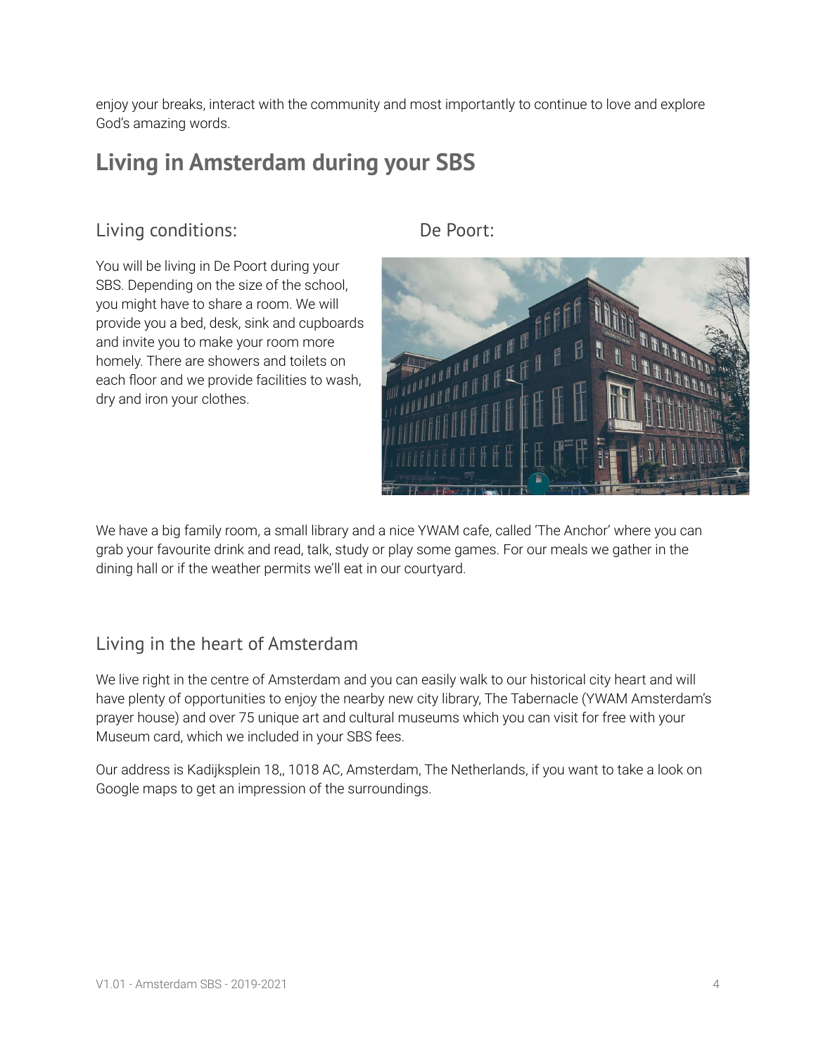enjoy your breaks, interact with the community and most importantly to continue to love and explore God's amazing words.

## Living in Amsterdam during your SBS

### Living conditions:

You will be living in De Poort during your SBS. Depending on the size of the school, you might have to share a room. We will provide you a bed, desk, sink and cupboards and invite you to make your room more homely. There are showers and toilets on each floor and we provide facilities to wash, dry and iron your clothes.

### De Poort:

We have a big family room, a small library and a nice YWAM cafe, called 'The Anchor' where you can grab your favourite drink and read, talk, study or play some games. For our meals we gather in the dining hall or if the weather permits we'll eat in our courtyard.

### Living in the heart of Amsterdam

We live right in the centre of Amsterdam and you can easily walk to our historical city heart and will have plenty of opportunities to enjoy the nearby new city library, The Tabernacle (YWAM Amsterdam's prayer house) and over 75 unique art and cultural museums which you can visit for free with your Museum card, which we included in your SBS fees.

Our address is Kadijksplein 18,, 1018 AC, Amsterdam, The Netherlands, if you want to take a look on Google maps to get an impression of the surroundings.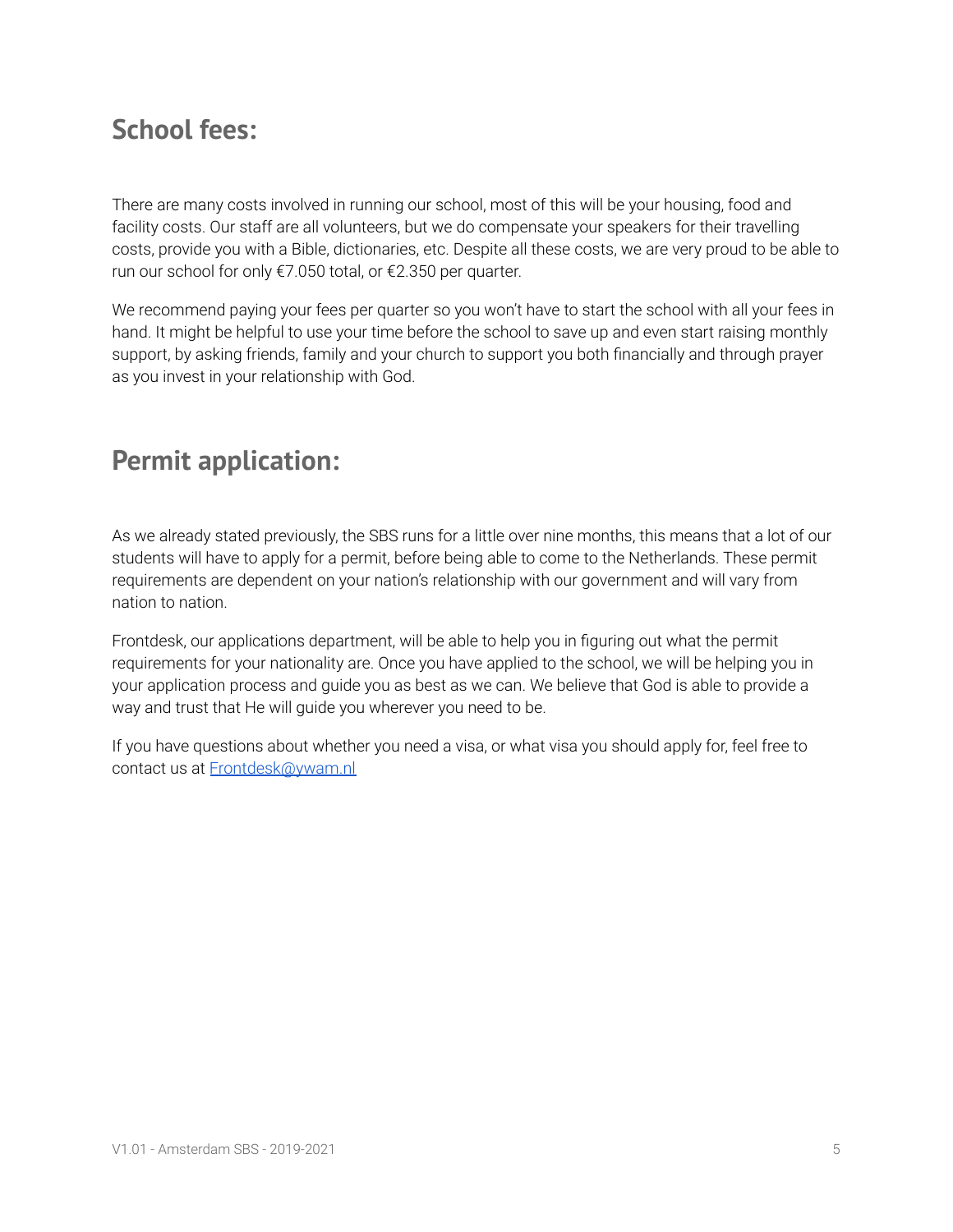## School fees:

There are many costs involved in running our school, most of this will be your housing, food and facility costs. Our staff are all volunteers, but we do compensate your speakers for their travelling costs, provide you with a Bible, dictionaries, etc. Despite all these costs, we are very proud to be able to run our school for only €7.050 total, or €2.350 per quarter.

We recommend paying your fees per quarter so you won't have to start the school with all your fees in hand. It might be helpful to use your time before the school to save up and even start raising monthly support, by asking friends, family and your church to support you both financially and through prayer as you invest in your relationship with God.

## Permit application:

As we already stated previously, the SBS runs for a little over nine months, this means that a lot of our students will have to apply for a permit, before being able to come to the Netherlands. These permit requirements are dependent on your nation's relationship with our government and will vary from nation to nation.

Frontdesk, our applications department, will be able to help you in figuring out what the permit requirements for your nationality are. Once you have applied to the school, we will be helping you in your application process and guide you as best as we can. We believe that God is able to provide a way and trust that He will guide you wherever you need to be.

If you have questions about whether you need a visa, or what visa you should apply for, feel free to contact us at [Frontdesk@ywam.nl](mailto:Frontdesk@ywam.nl)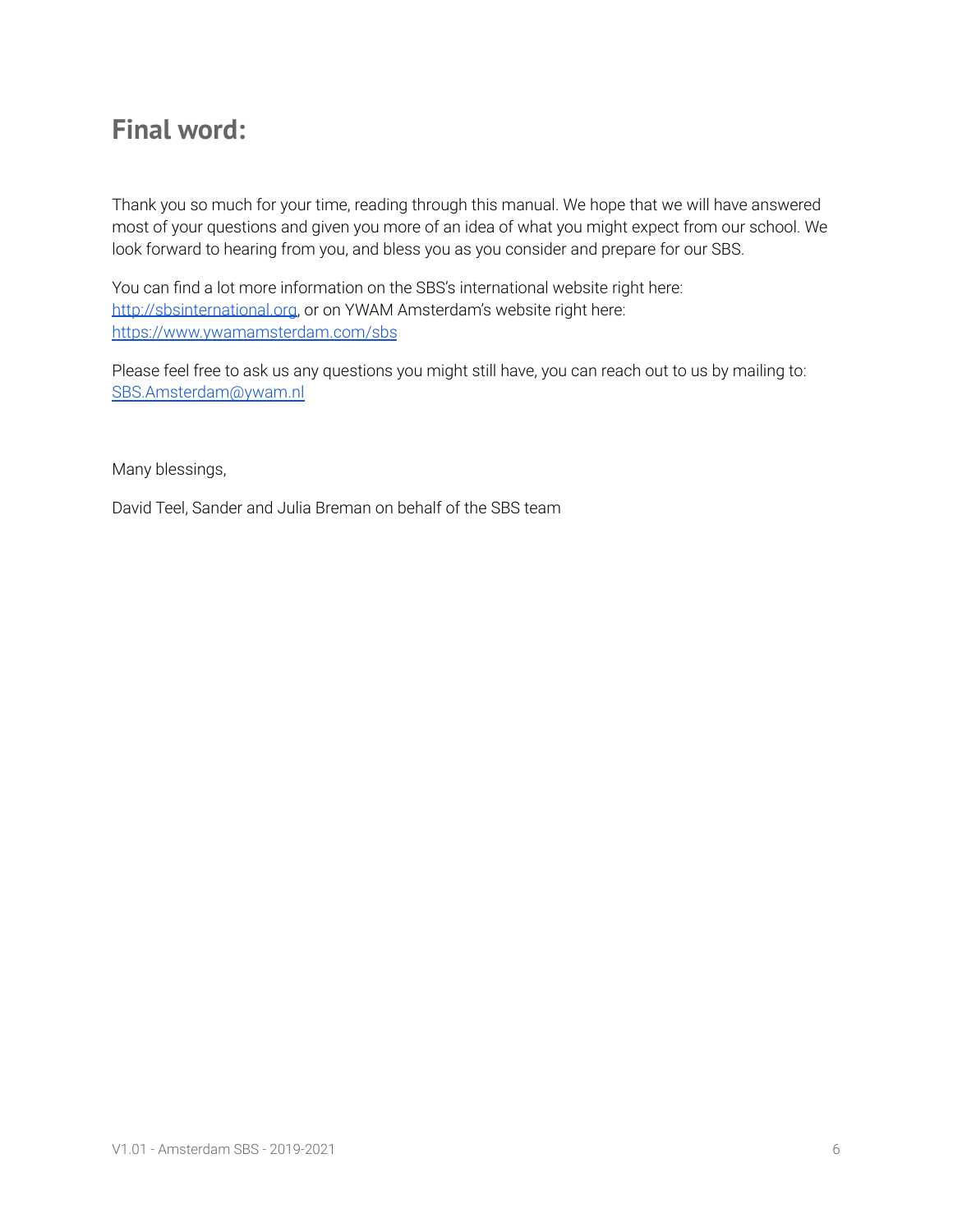## Final word:

Thank you so much for your time, reading through this manual. We hope that we will have answered most of your questions and given you more of an idea of what you might expect from our school. We look forward to hearing from you, and bless you as you consider and prepare for our SBS.

You can find a lot more information on the SBS's international website right here: http://sbsinternational.org, or on YWAM Amsterdam's website right here: https://www.ywamamsterdam.com/sbs

Please feel free to ask us any questions you might still have, you can reach out to us by mailing to: SBS.Amsterdam@ywam.nl

Many blessings,

David Teel, Sander and Julia Breman on behalf of the SBS team